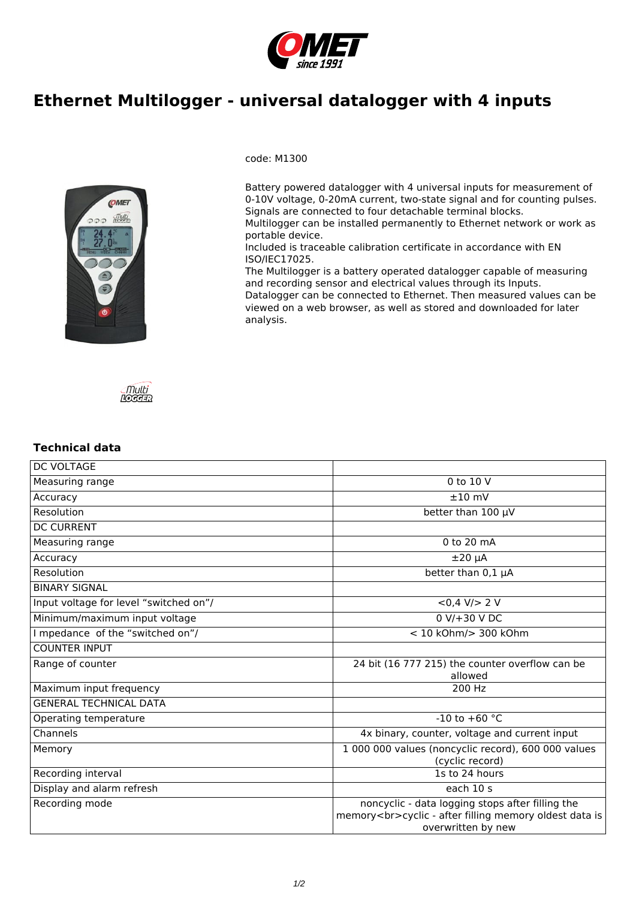# Ethernet Multilogger - universal datalogger with 4 inputs

code: M1300

Battery powered datalogger with 4 universal inputs for measurement of 0-10V voltage, 0-20mA current, two-state signal and for counting pulses. Signals are connected to four detachable terminal blocks.
Multilogger can be installed permanently to Ethernet network or work as portable device.
Included is traceable calibration certificate in accordance with EN ISO/IEC17025.
The Multilogger is a battery operated datalogger capable of measuring and recording sensor and electrical values through its Inputs.
Datalogger can be connected to Ethernet. Then measured values can be viewed on a web browser, as well as stored and downloaded for later analysis.

## Technical data

| DC VOLTAGE | |
|---|---|
| Measuring range | 0 to 10 V |
| Accuracy | ±10 mV |
| Resolution | better than 100 µV |
| DC CURRENT | |
| Measuring range | 0 to 20 mA |
| Accuracy | ±20 µA |
| Resolution | better than 0,1 µA |
| BINARY SIGNAL | |
| Input voltage for level "switched on"/ | <0,4 V/> 2 V |
| Minimum/maximum input voltage | 0 V/+30 V DC |
| I mpedance of the "switched on"/ | < 10 kOhm/> 300 kOhm |
| COUNTER INPUT | |
| Range of counter | 24 bit (16 777 215) the counter overflow can be allowed |
| Maximum input frequency | 200 Hz |
| GENERAL TECHNICAL DATA | |
| Operating temperature | -10 to +60 °C |
| Channels | 4x binary, counter, voltage and current input |
| Memory | 1 000 000 values (noncyclic record), 600 000 values (cyclic record) |
| Recording interval | 1s to 24 hours |
| Display and alarm refresh | each 10 s |
| Recording mode | noncyclic - data logging stops after filling the memory<br>cyclic - after filling memory oldest data is overwritten by new |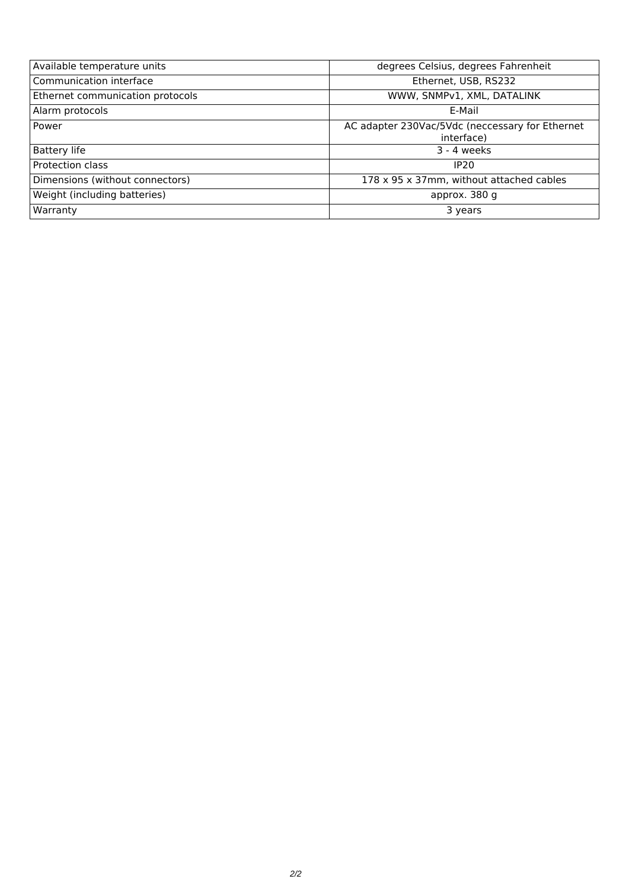| | |
|---|---|
| Available temperature units | degrees Celsius, degrees Fahrenheit |
| Communication interface | Ethernet, USB, RS232 |
| Ethernet communication protocols | WWW, SNMPv1, XML, DATALINK |
| Alarm protocols | E-Mail |
| Power | AC adapter 230Vac/5Vdc (neccessary for Ethernet interface) |
| Battery life | 3 - 4 weeks |
| Protection class | IP20 |
| Dimensions (without connectors) | 178 x 95 x 37mm, without attached cables |
| Weight (including batteries) | approx. 380 g |
| Warranty | 3 years |